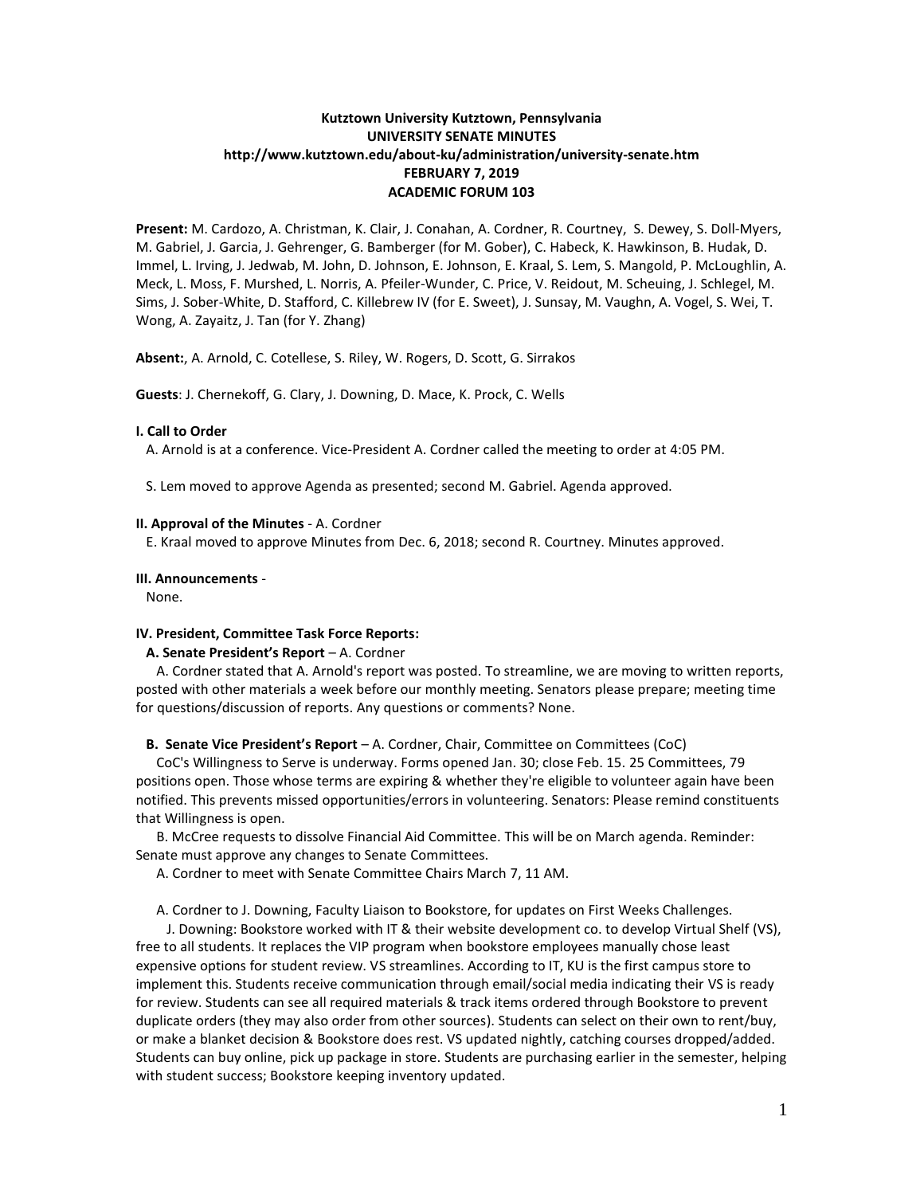**Kutztown University Kutztown, Pennsylvania**
**UNIVERSITY SENATE MINUTES**
**http://www.kutztown.edu/about-ku/administration/university-senate.htm**
**FEBRUARY 7, 2019**
**ACADEMIC FORUM 103**

**Present:** M. Cardozo, A. Christman, K. Clair, J. Conahan, A. Cordner, R. Courtney, S. Dewey, S. Doll-Myers, M. Gabriel, J. Garcia, J. Gehrenger, G. Bamberger (for M. Gober), C. Habeck, K. Hawkinson, B. Hudak, D. Immel, L. Irving, J. Jedwab, M. John, D. Johnson, E. Johnson, E. Kraal, S. Lem, S. Mangold, P. McLoughlin, A. Meck, L. Moss, F. Murshed, L. Norris, A. Pfeiler-Wunder, C. Price, V. Reidout, M. Scheuing, J. Schlegel, M. Sims, J. Sober-White, D. Stafford, C. Killebrew IV (for E. Sweet), J. Sunsay, M. Vaughn, A. Vogel, S. Wei, T. Wong, A. Zayaitz, J. Tan (for Y. Zhang)

**Absent:**, A. Arnold, C. Cotellese, S. Riley, W. Rogers, D. Scott, G. Sirrakos

**Guests**: J. Chernekoff, G. Clary, J. Downing, D. Mace, K. Prock, C. Wells

**I. Call to Order**

A. Arnold is at a conference. Vice-President A. Cordner called the meeting to order at 4:05 PM.

S. Lem moved to approve Agenda as presented; second M. Gabriel. Agenda approved.

**II. Approval of the Minutes** - A. Cordner

E. Kraal moved to approve Minutes from Dec. 6, 2018; second R. Courtney. Minutes approved.

**III. Announcements** -

None.

**IV. President, Committee Task Force Reports:**

**A. Senate President's Report** – A. Cordner

A. Cordner stated that A. Arnold's report was posted. To streamline, we are moving to written reports, posted with other materials a week before our monthly meeting. Senators please prepare; meeting time for questions/discussion of reports. Any questions or comments? None.

**B. Senate Vice President's Report** – A. Cordner, Chair, Committee on Committees (CoC)

CoC's Willingness to Serve is underway. Forms opened Jan. 30; close Feb. 15. 25 Committees, 79 positions open. Those whose terms are expiring & whether they're eligible to volunteer again have been notified. This prevents missed opportunities/errors in volunteering. Senators: Please remind constituents that Willingness is open.

B. McCree requests to dissolve Financial Aid Committee. This will be on March agenda. Reminder: Senate must approve any changes to Senate Committees.

A. Cordner to meet with Senate Committee Chairs March 7, 11 AM.

A. Cordner to J. Downing, Faculty Liaison to Bookstore, for updates on First Weeks Challenges.

J. Downing: Bookstore worked with IT & their website development co. to develop Virtual Shelf (VS), free to all students. It replaces the VIP program when bookstore employees manually chose least expensive options for student review. VS streamlines. According to IT, KU is the first campus store to implement this. Students receive communication through email/social media indicating their VS is ready for review. Students can see all required materials & track items ordered through Bookstore to prevent duplicate orders (they may also order from other sources). Students can select on their own to rent/buy, or make a blanket decision & Bookstore does rest. VS updated nightly, catching courses dropped/added. Students can buy online, pick up package in store. Students are purchasing earlier in the semester, helping with student success; Bookstore keeping inventory updated.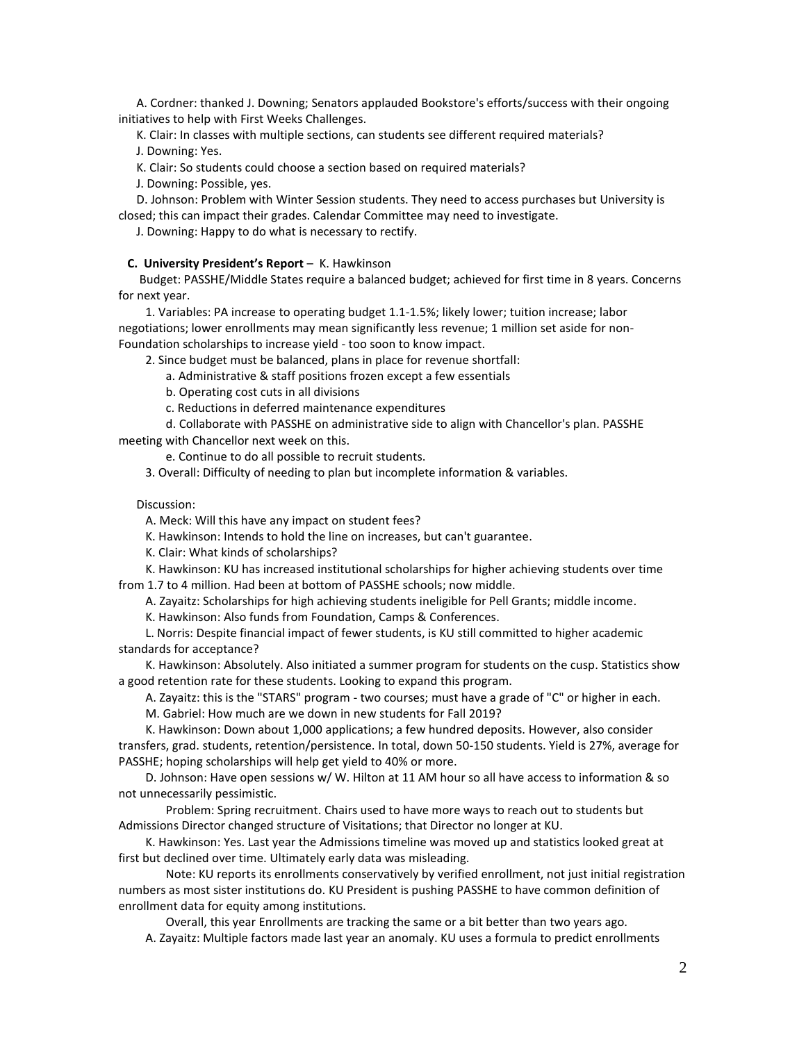A. Cordner: thanked J. Downing; Senators applauded Bookstore's efforts/success with their ongoing initiatives to help with First Weeks Challenges.

K. Clair: In classes with multiple sections, can students see different required materials?

J. Downing: Yes.

K. Clair: So students could choose a section based on required materials?

J. Downing: Possible, yes.

D. Johnson: Problem with Winter Session students. They need to access purchases but University is closed; this can impact their grades. Calendar Committee may need to investigate.

J. Downing: Happy to do what is necessary to rectify.

**C. University President's Report** – K. Hawkinson

Budget: PASSHE/Middle States require a balanced budget; achieved for first time in 8 years. Concerns for next year.

1. Variables: PA increase to operating budget 1.1-1.5%; likely lower; tuition increase; labor negotiations; lower enrollments may mean significantly less revenue; 1 million set aside for non-Foundation scholarships to increase yield - too soon to know impact.
2. Since budget must be balanced, plans in place for revenue shortfall:
   a. Administrative & staff positions frozen except a few essentials
   b. Operating cost cuts in all divisions
   c. Reductions in deferred maintenance expenditures
   d. Collaborate with PASSHE on administrative side to align with Chancellor's plan. PASSHE meeting with Chancellor next week on this.
   e. Continue to do all possible to recruit students.
3. Overall: Difficulty of needing to plan but incomplete information & variables.

Discussion:

A. Meck: Will this have any impact on student fees?

K. Hawkinson: Intends to hold the line on increases, but can't guarantee.

K. Clair: What kinds of scholarships?

K. Hawkinson: KU has increased institutional scholarships for higher achieving students over time from 1.7 to 4 million. Had been at bottom of PASSHE schools; now middle.

A. Zayaitz: Scholarships for high achieving students ineligible for Pell Grants; middle income.

K. Hawkinson: Also funds from Foundation, Camps & Conferences.

L. Norris: Despite financial impact of fewer students, is KU still committed to higher academic standards for acceptance?

K. Hawkinson: Absolutely. Also initiated a summer program for students on the cusp. Statistics show a good retention rate for these students. Looking to expand this program.

A. Zayaitz: this is the "STARS" program - two courses; must have a grade of "C" or higher in each.

M. Gabriel: How much are we down in new students for Fall 2019?

K. Hawkinson: Down about 1,000 applications; a few hundred deposits. However, also consider transfers, grad. students, retention/persistence. In total, down 50-150 students. Yield is 27%, average for PASSHE; hoping scholarships will help get yield to 40% or more.

D. Johnson: Have open sessions w/ W. Hilton at 11 AM hour so all have access to information & so not unnecessarily pessimistic.

Problem: Spring recruitment. Chairs used to have more ways to reach out to students but Admissions Director changed structure of Visitations; that Director no longer at KU.

K. Hawkinson: Yes. Last year the Admissions timeline was moved up and statistics looked great at first but declined over time. Ultimately early data was misleading.

Note: KU reports its enrollments conservatively by verified enrollment, not just initial registration numbers as most sister institutions do. KU President is pushing PASSHE to have common definition of enrollment data for equity among institutions.

Overall, this year Enrollments are tracking the same or a bit better than two years ago.

A. Zayaitz: Multiple factors made last year an anomaly. KU uses a formula to predict enrollments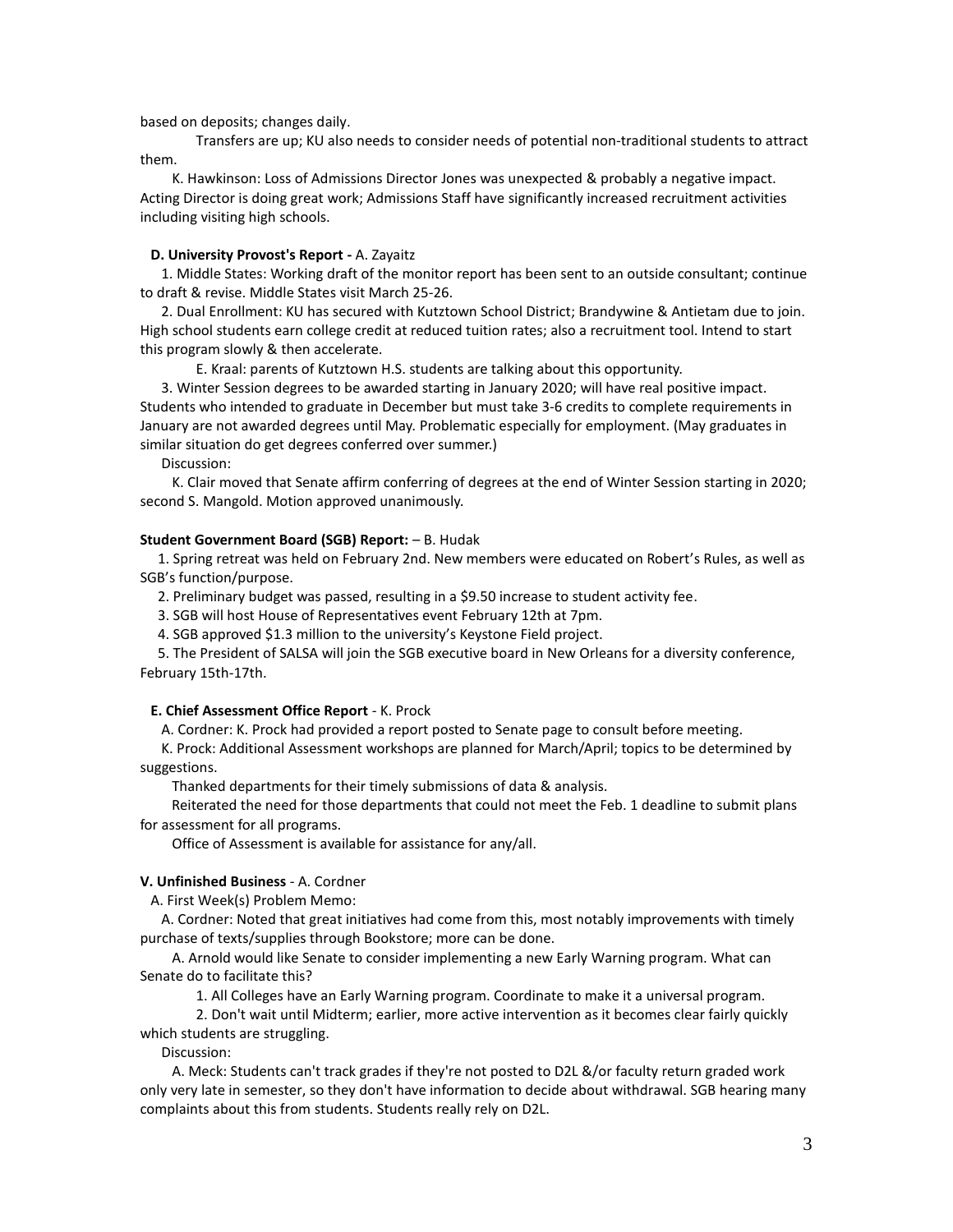based on deposits; changes daily.

Transfers are up; KU also needs to consider needs of potential non-traditional students to attract them.

K. Hawkinson: Loss of Admissions Director Jones was unexpected & probably a negative impact. Acting Director is doing great work; Admissions Staff have significantly increased recruitment activities including visiting high schools.

**D. University Provost's Report -** A. Zayaitz

1. Middle States: Working draft of the monitor report has been sent to an outside consultant; continue to draft & revise. Middle States visit March 25-26.

2. Dual Enrollment: KU has secured with Kutztown School District; Brandywine & Antietam due to join. High school students earn college credit at reduced tuition rates; also a recruitment tool. Intend to start this program slowly & then accelerate.

E. Kraal: parents of Kutztown H.S. students are talking about this opportunity.

3. Winter Session degrees to be awarded starting in January 2020; will have real positive impact. Students who intended to graduate in December but must take 3-6 credits to complete requirements in January are not awarded degrees until May. Problematic especially for employment. (May graduates in similar situation do get degrees conferred over summer.)

Discussion:

K. Clair moved that Senate affirm conferring of degrees at the end of Winter Session starting in 2020; second S. Mangold. Motion approved unanimously.

**Student Government Board (SGB) Report:** – B. Hudak

1. Spring retreat was held on February 2nd. New members were educated on Robert's Rules, as well as SGB's function/purpose.

2. Preliminary budget was passed, resulting in a $9.50 increase to student activity fee.

3. SGB will host House of Representatives event February 12th at 7pm.

4. SGB approved $1.3 million to the university's Keystone Field project.

5. The President of SALSA will join the SGB executive board in New Orleans for a diversity conference, February 15th-17th.

**E. Chief Assessment Office Report** - K. Prock

A. Cordner: K. Prock had provided a report posted to Senate page to consult before meeting.

K. Prock: Additional Assessment workshops are planned for March/April; topics to be determined by suggestions.

Thanked departments for their timely submissions of data & analysis.

Reiterated the need for those departments that could not meet the Feb. 1 deadline to submit plans for assessment for all programs.

Office of Assessment is available for assistance for any/all.

**V. Unfinished Business** - A. Cordner

A. First Week(s) Problem Memo:

A. Cordner: Noted that great initiatives had come from this, most notably improvements with timely purchase of texts/supplies through Bookstore; more can be done.

A. Arnold would like Senate to consider implementing a new Early Warning program. What can Senate do to facilitate this?

1. All Colleges have an Early Warning program. Coordinate to make it a universal program.

2. Don't wait until Midterm; earlier, more active intervention as it becomes clear fairly quickly which students are struggling.

Discussion:

A. Meck: Students can't track grades if they're not posted to D2L &/or faculty return graded work only very late in semester, so they don't have information to decide about withdrawal. SGB hearing many complaints about this from students. Students really rely on D2L.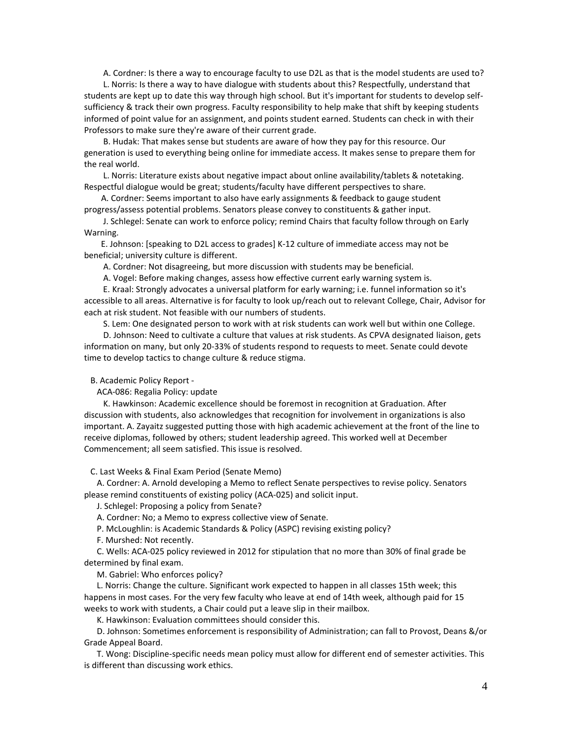A. Cordner: Is there a way to encourage faculty to use D2L as that is the model students are used to?

L. Norris: Is there a way to have dialogue with students about this? Respectfully, understand that students are kept up to date this way through high school. But it's important for students to develop self-sufficiency & track their own progress. Faculty responsibility to help make that shift by keeping students informed of point value for an assignment, and points student earned. Students can check in with their Professors to make sure they're aware of their current grade.

B. Hudak: That makes sense but students are aware of how they pay for this resource. Our generation is used to everything being online for immediate access. It makes sense to prepare them for the real world.

L. Norris: Literature exists about negative impact about online availability/tablets & notetaking. Respectful dialogue would be great; students/faculty have different perspectives to share.

A. Cordner: Seems important to also have early assignments & feedback to gauge student progress/assess potential problems. Senators please convey to constituents & gather input.

J. Schlegel: Senate can work to enforce policy; remind Chairs that faculty follow through on Early Warning.

E. Johnson: [speaking to D2L access to grades] K-12 culture of immediate access may not be beneficial; university culture is different.

A. Cordner: Not disagreeing, but more discussion with students may be beneficial.

A. Vogel: Before making changes, assess how effective current early warning system is.

E. Kraal: Strongly advocates a universal platform for early warning; i.e. funnel information so it's accessible to all areas. Alternative is for faculty to look up/reach out to relevant College, Chair, Advisor for each at risk student. Not feasible with our numbers of students.

S. Lem: One designated person to work with at risk students can work well but within one College.

D. Johnson: Need to cultivate a culture that values at risk students. As CPVA designated liaison, gets information on many, but only 20-33% of students respond to requests to meet. Senate could devote time to develop tactics to change culture & reduce stigma.

B. Academic Policy Report -

ACA-086: Regalia Policy: update

K. Hawkinson: Academic excellence should be foremost in recognition at Graduation. After discussion with students, also acknowledges that recognition for involvement in organizations is also important. A. Zayaitz suggested putting those with high academic achievement at the front of the line to receive diplomas, followed by others; student leadership agreed. This worked well at December Commencement; all seem satisfied. This issue is resolved.

C. Last Weeks & Final Exam Period (Senate Memo)

A. Cordner: A. Arnold developing a Memo to reflect Senate perspectives to revise policy. Senators please remind constituents of existing policy (ACA-025) and solicit input.

J. Schlegel: Proposing a policy from Senate?

A. Cordner: No; a Memo to express collective view of Senate.

P. McLoughlin: is Academic Standards & Policy (ASPC) revising existing policy?

F. Murshed: Not recently.

C. Wells: ACA-025 policy reviewed in 2012 for stipulation that no more than 30% of final grade be determined by final exam.

M. Gabriel: Who enforces policy?

L. Norris: Change the culture. Significant work expected to happen in all classes 15th week; this happens in most cases. For the very few faculty who leave at end of 14th week, although paid for 15 weeks to work with students, a Chair could put a leave slip in their mailbox.

K. Hawkinson: Evaluation committees should consider this.

D. Johnson: Sometimes enforcement is responsibility of Administration; can fall to Provost, Deans &/or Grade Appeal Board.

T. Wong: Discipline-specific needs mean policy must allow for different end of semester activities. This is different than discussing work ethics.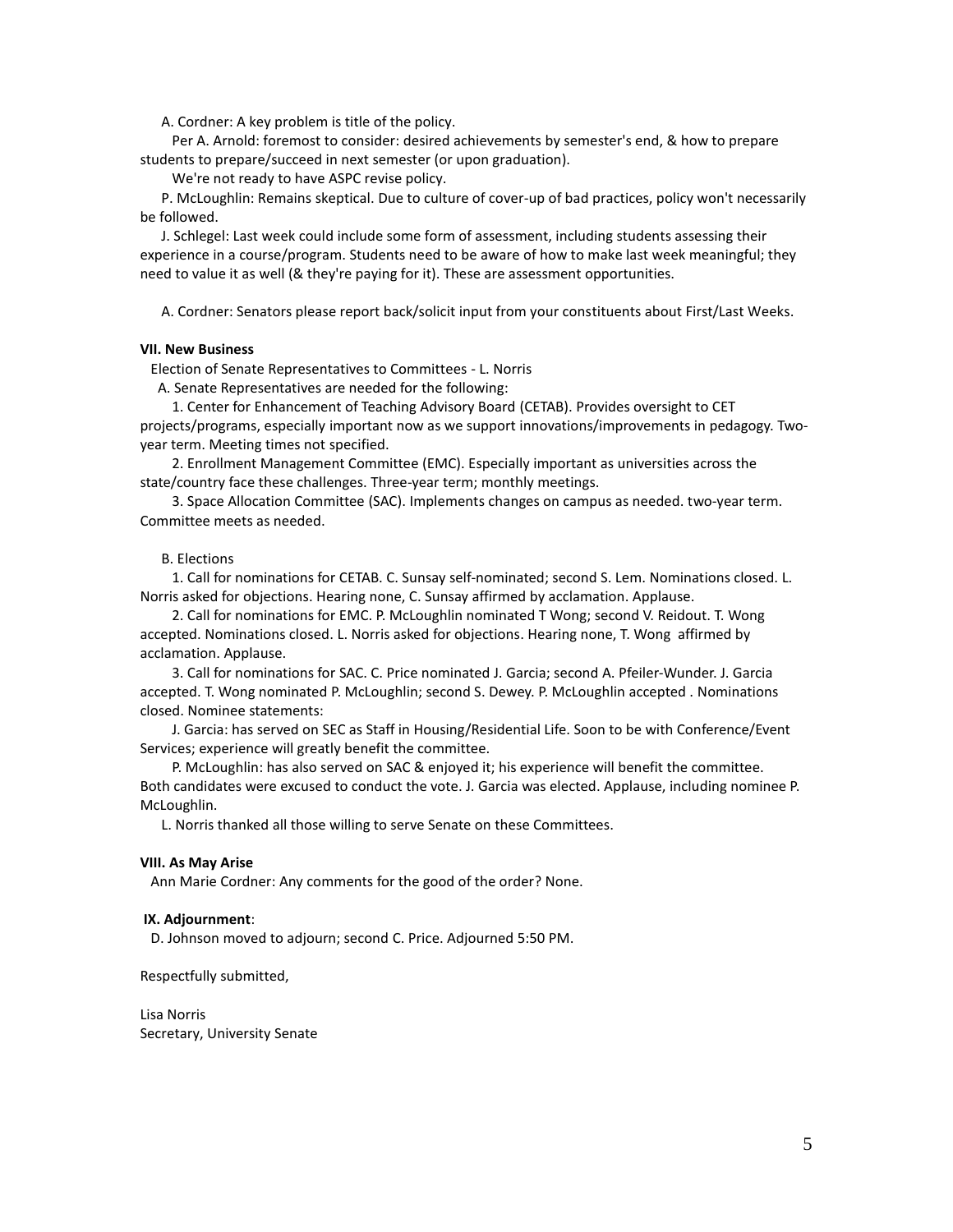A. Cordner: A key problem is title of the policy.

Per A. Arnold: foremost to consider: desired achievements by semester's end, & how to prepare students to prepare/succeed in next semester (or upon graduation).

We're not ready to have ASPC revise policy.

P. McLoughlin: Remains skeptical. Due to culture of cover-up of bad practices, policy won't necessarily be followed.

J. Schlegel: Last week could include some form of assessment, including students assessing their experience in a course/program. Students need to be aware of how to make last week meaningful; they need to value it as well (& they're paying for it). These are assessment opportunities.

A. Cordner: Senators please report back/solicit input from your constituents about First/Last Weeks.

**VII. New Business**

Election of Senate Representatives to Committees - L. Norris

A. Senate Representatives are needed for the following:

1. Center for Enhancement of Teaching Advisory Board (CETAB). Provides oversight to CET projects/programs, especially important now as we support innovations/improvements in pedagogy. Two-year term. Meeting times not specified.

2. Enrollment Management Committee (EMC). Especially important as universities across the state/country face these challenges. Three-year term; monthly meetings.

3. Space Allocation Committee (SAC). Implements changes on campus as needed. two-year term. Committee meets as needed.

B. Elections

1. Call for nominations for CETAB. C. Sunsay self-nominated; second S. Lem. Nominations closed. L. Norris asked for objections. Hearing none, C. Sunsay affirmed by acclamation. Applause.

2. Call for nominations for EMC. P. McLoughlin nominated T Wong; second V. Reidout. T. Wong accepted. Nominations closed. L. Norris asked for objections. Hearing none, T. Wong affirmed by acclamation. Applause.

3. Call for nominations for SAC. C. Price nominated J. Garcia; second A. Pfeiler-Wunder. J. Garcia accepted. T. Wong nominated P. McLoughlin; second S. Dewey. P. McLoughlin accepted . Nominations closed. Nominee statements:

J. Garcia: has served on SEC as Staff in Housing/Residential Life. Soon to be with Conference/Event Services; experience will greatly benefit the committee.

P. McLoughlin: has also served on SAC & enjoyed it; his experience will benefit the committee. Both candidates were excused to conduct the vote. J. Garcia was elected. Applause, including nominee P. McLoughlin.

L. Norris thanked all those willing to serve Senate on these Committees.

**VIII. As May Arise**

Ann Marie Cordner: Any comments for the good of the order? None.

**IX. Adjournment**:

D. Johnson moved to adjourn; second C. Price. Adjourned 5:50 PM.

Respectfully submitted,

Lisa Norris
Secretary, University Senate